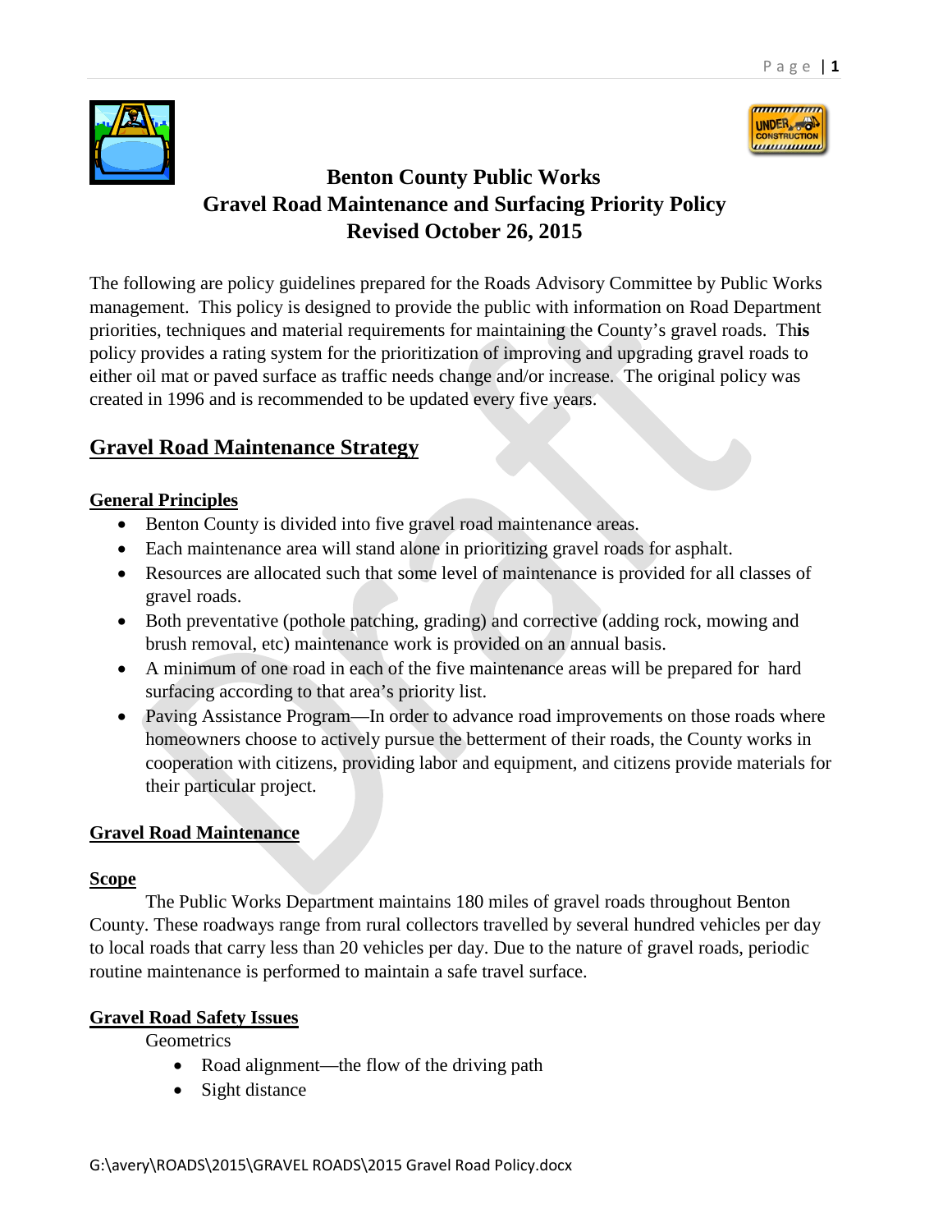# Benton County Public Works
# Gravel Road Maintenance and Surfacing Priority Policy
# Revised October 26, 2015

The following are policy guidelines prepared for the Roads Advisory Committee by Public Works management. This policy is designed to provide the public with information on Road Department priorities, techniques and material requirements for maintaining the County's gravel roads. This policy provides a rating system for the prioritization of improving and upgrading gravel roads to either oil mat or paved surface as traffic needs change and/or increase. The original policy was created in 1996 and is recommended to be updated every five years.

## Gravel Road Maintenance Strategy

### General Principles

- Benton County is divided into five gravel road maintenance areas.
- Each maintenance area will stand alone in prioritizing gravel roads for asphalt.
- Resources are allocated such that some level of maintenance is provided for all classes of gravel roads.
- Both preventative (pothole patching, grading) and corrective (adding rock, mowing and brush removal, etc) maintenance work is provided on an annual basis.
- A minimum of one road in each of the five maintenance areas will be prepared for hard surfacing according to that area's priority list.
- Paving Assistance Program—In order to advance road improvements on those roads where homeowners choose to actively pursue the betterment of their roads, the County works in cooperation with citizens, providing labor and equipment, and citizens provide materials for their particular project.

### Gravel Road Maintenance

### Scope

The Public Works Department maintains 180 miles of gravel roads throughout Benton County. These roadways range from rural collectors travelled by several hundred vehicles per day to local roads that carry less than 20 vehicles per day. Due to the nature of gravel roads, periodic routine maintenance is performed to maintain a safe travel surface.

### Gravel Road Safety Issues

Geometrics

- Road alignment—the flow of the driving path
- Sight distance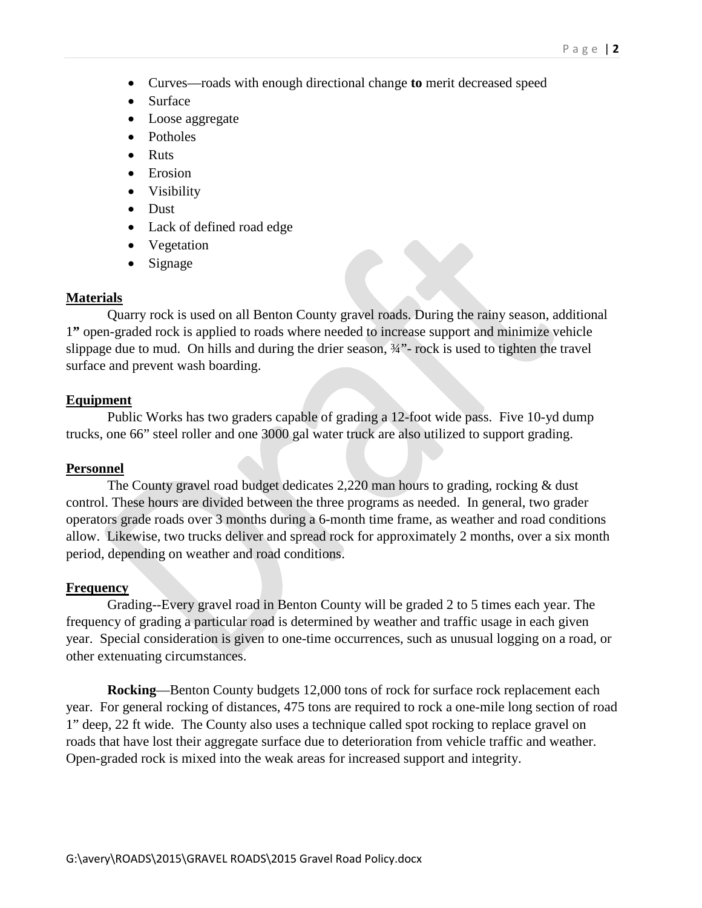- Curves—roads with enough directional change **to** merit decreased speed
- Surface
- Loose aggregate
- Potholes
- Ruts
- Erosion
- Visibility
- Dust
- Lack of defined road edge
- Vegetation
- Signage

**Materials**

Quarry rock is used on all Benton County gravel roads. During the rainy season, additional 1**"** open-graded rock is applied to roads where needed to increase support and minimize vehicle slippage due to mud. On hills and during the drier season, ¾"- rock is used to tighten the travel surface and prevent wash boarding.

**Equipment**

Public Works has two graders capable of grading a 12-foot wide pass. Five 10-yd dump trucks, one 66" steel roller and one 3000 gal water truck are also utilized to support grading.

**Personnel**

The County gravel road budget dedicates 2,220 man hours to grading, rocking & dust control. These hours are divided between the three programs as needed. In general, two grader operators grade roads over 3 months during a 6-month time frame, as weather and road conditions allow. Likewise, two trucks deliver and spread rock for approximately 2 months, over a six month period, depending on weather and road conditions.

**Frequency**

Grading--Every gravel road in Benton County will be graded 2 to 5 times each year. The frequency of grading a particular road is determined by weather and traffic usage in each given year. Special consideration is given to one-time occurrences, such as unusual logging on a road, or other extenuating circumstances.

**Rocking**—Benton County budgets 12,000 tons of rock for surface rock replacement each year. For general rocking of distances, 475 tons are required to rock a one-mile long section of road 1" deep, 22 ft wide. The County also uses a technique called spot rocking to replace gravel on roads that have lost their aggregate surface due to deterioration from vehicle traffic and weather. Open-graded rock is mixed into the weak areas for increased support and integrity.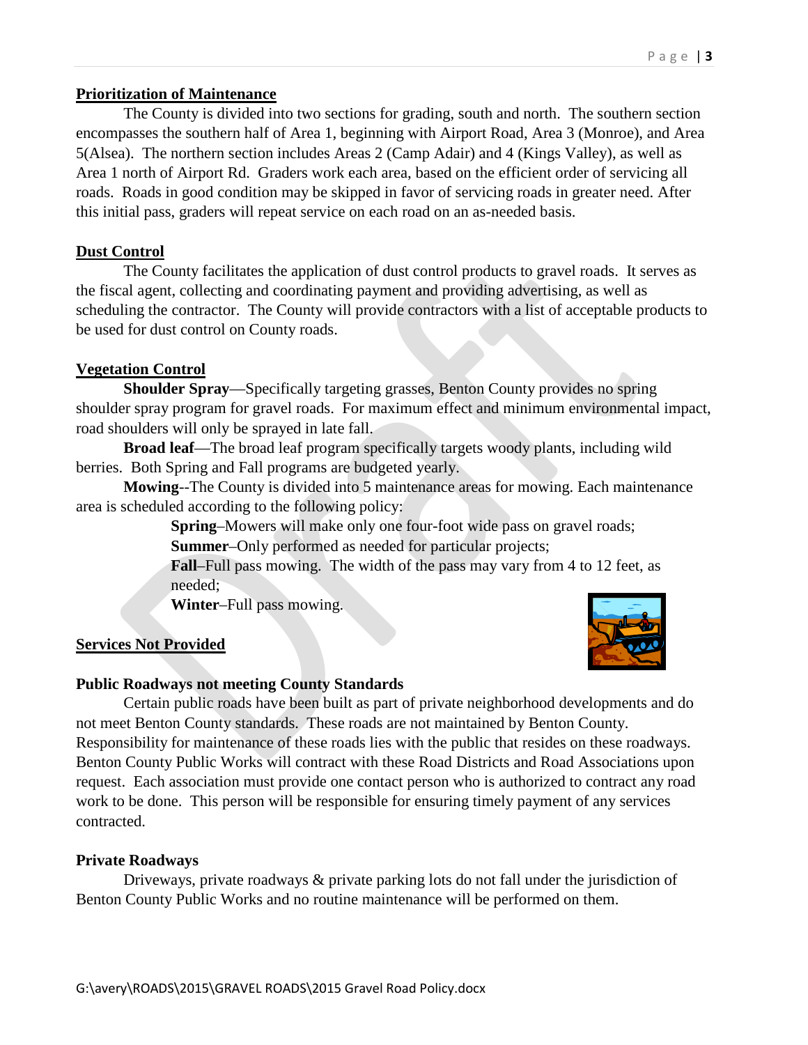## Prioritization of Maintenance

The County is divided into two sections for grading, south and north. The southern section encompasses the southern half of Area 1, beginning with Airport Road, Area 3 (Monroe), and Area 5(Alsea). The northern section includes Areas 2 (Camp Adair) and 4 (Kings Valley), as well as Area 1 north of Airport Rd. Graders work each area, based on the efficient order of servicing all roads. Roads in good condition may be skipped in favor of servicing roads in greater need. After this initial pass, graders will repeat service on each road on an as-needed basis.

## Dust Control

The County facilitates the application of dust control products to gravel roads. It serves as the fiscal agent, collecting and coordinating payment and providing advertising, as well as scheduling the contractor. The County will provide contractors with a list of acceptable products to be used for dust control on County roads.

## Vegetation Control

**Shoulder Spray**—Specifically targeting grasses, Benton County provides no spring shoulder spray program for gravel roads. For maximum effect and minimum environmental impact, road shoulders will only be sprayed in late fall.

**Broad leaf**—The broad leaf program specifically targets woody plants, including wild berries. Both Spring and Fall programs are budgeted yearly.

**Mowing**--The County is divided into 5 maintenance areas for mowing. Each maintenance area is scheduled according to the following policy:

- **Spring**–Mowers will make only one four-foot wide pass on gravel roads;
- **Summer**–Only performed as needed for particular projects;
- **Fall**–Full pass mowing. The width of the pass may vary from 4 to 12 feet, as needed;
- **Winter**–Full pass mowing.

## Services Not Provided

### Public Roadways not meeting County Standards

Certain public roads have been built as part of private neighborhood developments and do not meet Benton County standards. These roads are not maintained by Benton County. Responsibility for maintenance of these roads lies with the public that resides on these roadways. Benton County Public Works will contract with these Road Districts and Road Associations upon request. Each association must provide one contact person who is authorized to contract any road work to be done. This person will be responsible for ensuring timely payment of any services contracted.

### Private Roadways

Driveways, private roadways & private parking lots do not fall under the jurisdiction of Benton County Public Works and no routine maintenance will be performed on them.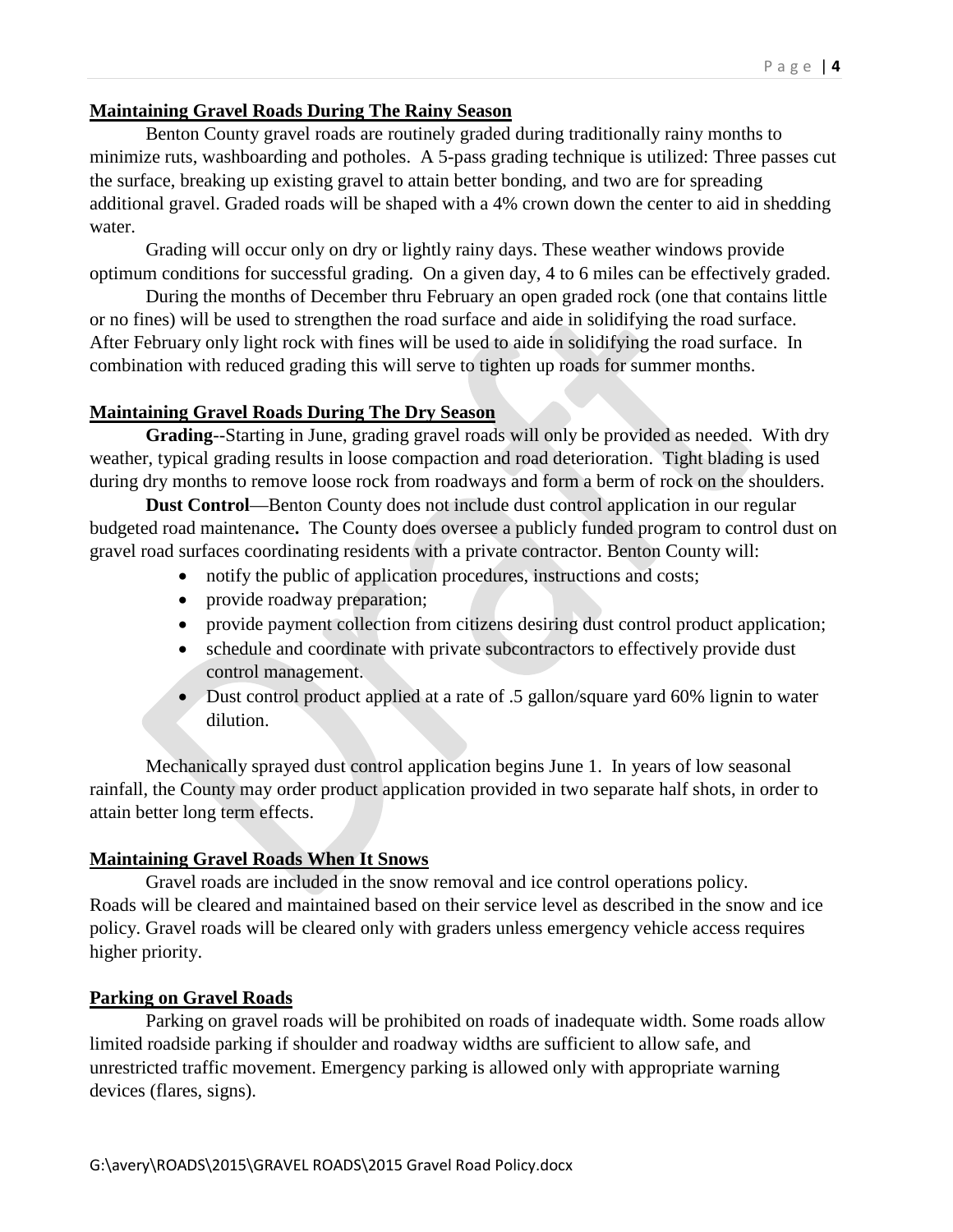## Maintaining Gravel Roads During The Rainy Season

Benton County gravel roads are routinely graded during traditionally rainy months to minimize ruts, washboarding and potholes. A 5-pass grading technique is utilized: Three passes cut the surface, breaking up existing gravel to attain better bonding, and two are for spreading additional gravel. Graded roads will be shaped with a 4% crown down the center to aid in shedding water.

Grading will occur only on dry or lightly rainy days. These weather windows provide optimum conditions for successful grading. On a given day, 4 to 6 miles can be effectively graded.

During the months of December thru February an open graded rock (one that contains little or no fines) will be used to strengthen the road surface and aide in solidifying the road surface. After February only light rock with fines will be used to aide in solidifying the road surface. In combination with reduced grading this will serve to tighten up roads for summer months.

## Maintaining Gravel Roads During The Dry Season

**Grading**--Starting in June, grading gravel roads will only be provided as needed. With dry weather, typical grading results in loose compaction and road deterioration. Tight blading is used during dry months to remove loose rock from roadways and form a berm of rock on the shoulders.

**Dust Control**—Benton County does not include dust control application in our regular budgeted road maintenance**.** The County does oversee a publicly funded program to control dust on gravel road surfaces coordinating residents with a private contractor. Benton County will:

- notify the public of application procedures, instructions and costs;
- provide roadway preparation;
- provide payment collection from citizens desiring dust control product application;
- schedule and coordinate with private subcontractors to effectively provide dust control management.
- Dust control product applied at a rate of .5 gallon/square yard 60% lignin to water dilution.

Mechanically sprayed dust control application begins June 1. In years of low seasonal rainfall, the County may order product application provided in two separate half shots, in order to attain better long term effects.

## Maintaining Gravel Roads When It Snows

Gravel roads are included in the snow removal and ice control operations policy. Roads will be cleared and maintained based on their service level as described in the snow and ice policy. Gravel roads will be cleared only with graders unless emergency vehicle access requires higher priority.

## Parking on Gravel Roads

Parking on gravel roads will be prohibited on roads of inadequate width. Some roads allow limited roadside parking if shoulder and roadway widths are sufficient to allow safe, and unrestricted traffic movement. Emergency parking is allowed only with appropriate warning devices (flares, signs).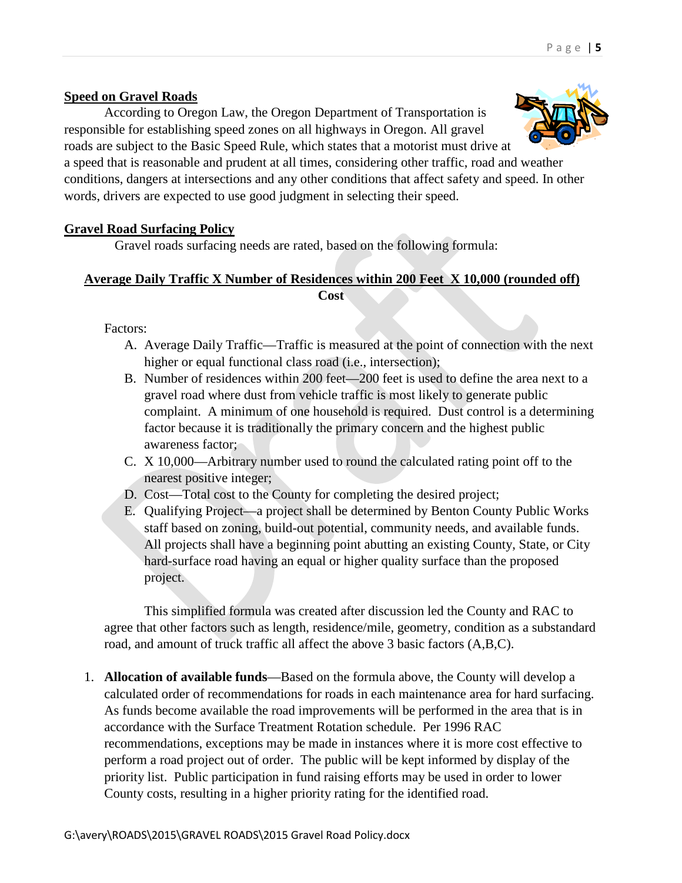## Speed on Gravel Roads

According to Oregon Law, the Oregon Department of Transportation is responsible for establishing speed zones on all highways in Oregon. All gravel roads are subject to the Basic Speed Rule, which states that a motorist must drive at a speed that is reasonable and prudent at all times, considering other traffic, road and weather conditions, dangers at intersections and any other conditions that affect safety and speed. In other words, drivers are expected to use good judgment in selecting their speed.

## Gravel Road Surfacing Policy

Gravel roads surfacing needs are rated, based on the following formula:

$$\frac{\text{Average Daily Traffic} \times \text{Number of Residences within 200 Feet} \times 10{,}000 \text{ (rounded off)}}{\text{Cost}}$$

Factors:

A. Average Daily Traffic—Traffic is measured at the point of connection with the next higher or equal functional class road (i.e., intersection);
B. Number of residences within 200 feet—200 feet is used to define the area next to a gravel road where dust from vehicle traffic is most likely to generate public complaint. A minimum of one household is required. Dust control is a determining factor because it is traditionally the primary concern and the highest public awareness factor;
C. X 10,000—Arbitrary number used to round the calculated rating point off to the nearest positive integer;
D. Cost—Total cost to the County for completing the desired project;
E. Qualifying Project—a project shall be determined by Benton County Public Works staff based on zoning, build-out potential, community needs, and available funds. All projects shall have a beginning point abutting an existing County, State, or City hard-surface road having an equal or higher quality surface than the proposed project.

This simplified formula was created after discussion led the County and RAC to agree that other factors such as length, residence/mile, geometry, condition as a substandard road, and amount of truck traffic all affect the above 3 basic factors (A,B,C).

1. **Allocation of available funds**—Based on the formula above, the County will develop a calculated order of recommendations for roads in each maintenance area for hard surfacing. As funds become available the road improvements will be performed in the area that is in accordance with the Surface Treatment Rotation schedule. Per 1996 RAC recommendations, exceptions may be made in instances where it is more cost effective to perform a road project out of order. The public will be kept informed by display of the priority list. Public participation in fund raising efforts may be used in order to lower County costs, resulting in a higher priority rating for the identified road.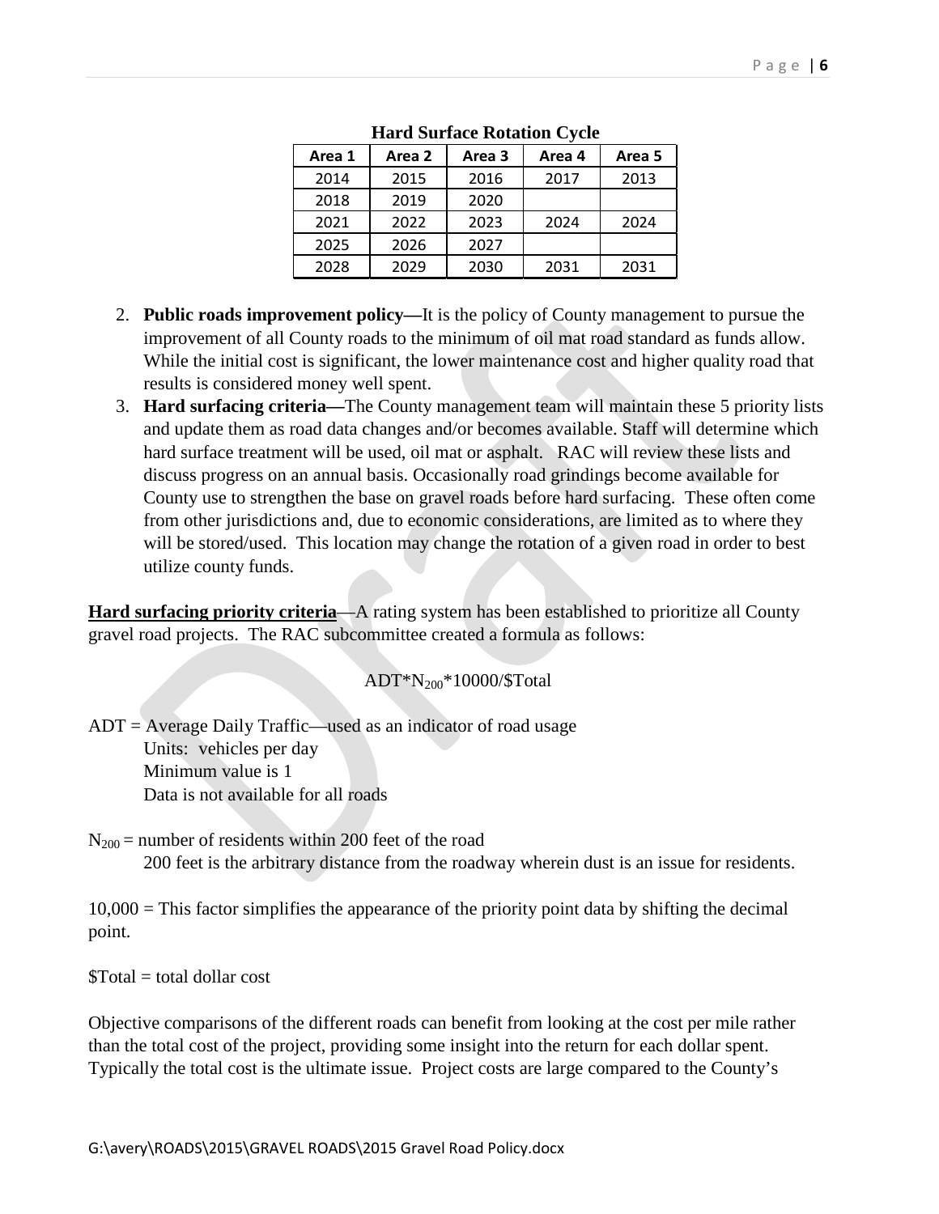**Hard Surface Rotation Cycle**

| Area 1 | Area 2 | Area 3 | Area 4 | Area 5 |
|---|---|---|---|---|
| 2014 | 2015 | 2016 | 2017 | 2013 |
| 2018 | 2019 | 2020 | | |
| 2021 | 2022 | 2023 | 2024 | 2024 |
| 2025 | 2026 | 2027 | | |
| 2028 | 2029 | 2030 | 2031 | 2031 |

2. **Public roads improvement policy—**It is the policy of County management to pursue the improvement of all County roads to the minimum of oil mat road standard as funds allow. While the initial cost is significant, the lower maintenance cost and higher quality road that results is considered money well spent.
3. **Hard surfacing criteria—**The County management team will maintain these 5 priority lists and update them as road data changes and/or becomes available. Staff will determine which hard surface treatment will be used, oil mat or asphalt. RAC will review these lists and discuss progress on an annual basis. Occasionally road grindings become available for County use to strengthen the base on gravel roads before hard surfacing. These often come from other jurisdictions and, due to economic considerations, are limited as to where they will be stored/used. This location may change the rotation of a given road in order to best utilize county funds.

**Hard surfacing priority criteria**—A rating system has been established to prioritize all County gravel road projects. The RAC subcommittee created a formula as follows:

$$ADT*N_{200}*10000/\$Total$$

ADT = Average Daily Traffic—used as an indicator of road usage
    Units: vehicles per day
    Minimum value is 1
    Data is not available for all roads

$N_{200}$ = number of residents within 200 feet of the road
    200 feet is the arbitrary distance from the roadway wherein dust is an issue for residents.

10,000 = This factor simplifies the appearance of the priority point data by shifting the decimal point.

$Total = total dollar cost

Objective comparisons of the different roads can benefit from looking at the cost per mile rather than the total cost of the project, providing some insight into the return for each dollar spent. Typically the total cost is the ultimate issue. Project costs are large compared to the County's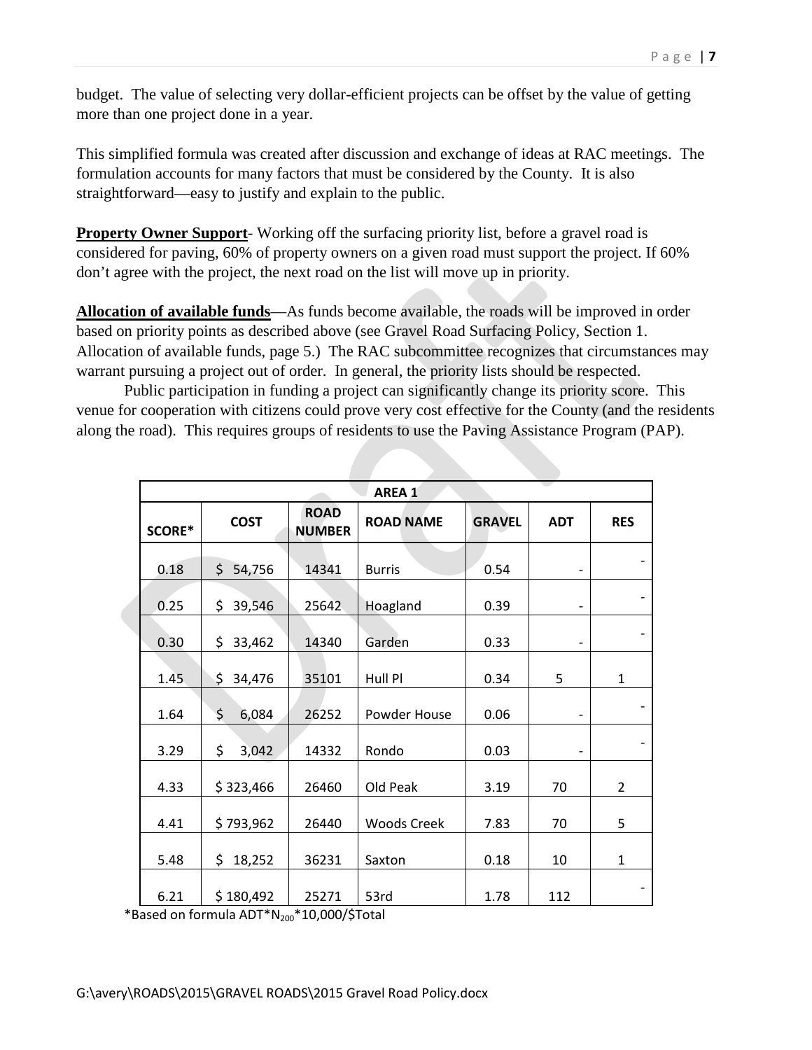budget. The value of selecting very dollar-efficient projects can be offset by the value of getting more than one project done in a year.

This simplified formula was created after discussion and exchange of ideas at RAC meetings. The formulation accounts for many factors that must be considered by the County. It is also straightforward—easy to justify and explain to the public.

**Property Owner Support**- Working off the surfacing priority list, before a gravel road is considered for paving, 60% of property owners on a given road must support the project. If 60% don't agree with the project, the next road on the list will move up in priority.

**Allocation of available funds**—As funds become available, the roads will be improved in order based on priority points as described above (see Gravel Road Surfacing Policy, Section 1. Allocation of available funds, page 5.) The RAC subcommittee recognizes that circumstances may warrant pursuing a project out of order. In general, the priority lists should be respected.

Public participation in funding a project can significantly change its priority score. This venue for cooperation with citizens could prove very cost effective for the County (and the residents along the road). This requires groups of residents to use the Paving Assistance Program (PAP).

| AREA 1 | | | | | | |
|---|---|---|---|---|---|---|
| SCORE* | COST | ROAD NUMBER | ROAD NAME | GRAVEL | ADT | RES |
| 0.18 | $ 54,756 | 14341 | Burris | 0.54 | - | - |
| 0.25 | $ 39,546 | 25642 | Hoagland | 0.39 | - | - |
| 0.30 | $ 33,462 | 14340 | Garden | 0.33 | - | - |
| 1.45 | $ 34,476 | 35101 | Hull Pl | 0.34 | 5 | 1 |
| 1.64 | $ 6,084 | 26252 | Powder House | 0.06 | - | - |
| 3.29 | $ 3,042 | 14332 | Rondo | 0.03 | - | - |
| 4.33 | $ 323,466 | 26460 | Old Peak | 3.19 | 70 | 2 |
| 4.41 | $ 793,962 | 26440 | Woods Creek | 7.83 | 70 | 5 |
| 5.48 | $ 18,252 | 36231 | Saxton | 0.18 | 10 | 1 |
| 6.21 | $ 180,492 | 25271 | 53rd | 1.78 | 112 | - |

*Based on formula ADT*$N_{200}$*10,000/$Total

G:\avery\ROADS\2015\GRAVEL ROADS\2015 Gravel Road Policy.docx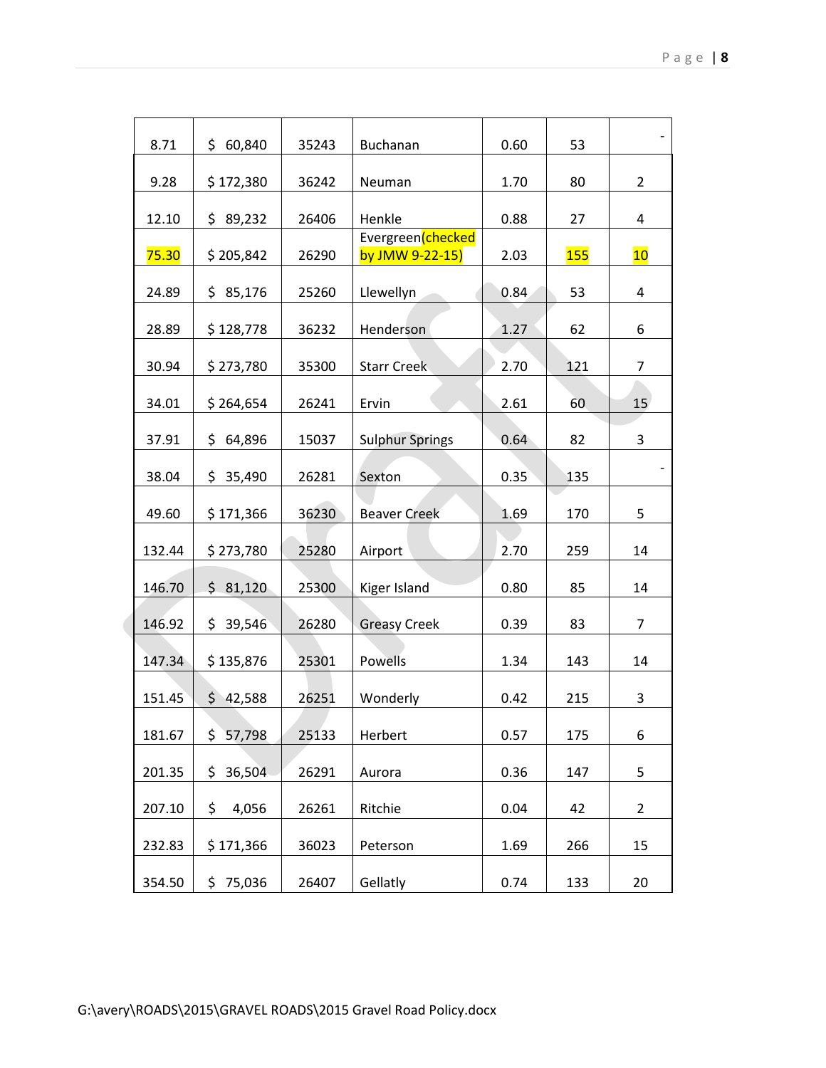| | | | | | | |
|---|---|---|---|---|---|---|
| 8.71 | $ 60,840 | 35243 | Buchanan | 0.60 | 53 | - |
| 9.28 | $ 172,380 | 36242 | Neuman | 1.70 | 80 | 2 |
| 12.10 | $ 89,232 | 26406 | Henkle | 0.88 | 27 | 4 |
| 75.30 | $ 205,842 | 26290 | Evergreen(checked by JMW 9-22-15) | 2.03 | 155 | 10 |
| 24.89 | $ 85,176 | 25260 | Llewellyn | 0.84 | 53 | 4 |
| 28.89 | $ 128,778 | 36232 | Henderson | 1.27 | 62 | 6 |
| 30.94 | $ 273,780 | 35300 | Starr Creek | 2.70 | 121 | 7 |
| 34.01 | $ 264,654 | 26241 | Ervin | 2.61 | 60 | 15 |
| 37.91 | $ 64,896 | 15037 | Sulphur Springs | 0.64 | 82 | 3 |
| 38.04 | $ 35,490 | 26281 | Sexton | 0.35 | 135 | - |
| 49.60 | $ 171,366 | 36230 | Beaver Creek | 1.69 | 170 | 5 |
| 132.44 | $ 273,780 | 25280 | Airport | 2.70 | 259 | 14 |
| 146.70 | $ 81,120 | 25300 | Kiger Island | 0.80 | 85 | 14 |
| 146.92 | $ 39,546 | 26280 | Greasy Creek | 0.39 | 83 | 7 |
| 147.34 | $ 135,876 | 25301 | Powells | 1.34 | 143 | 14 |
| 151.45 | $ 42,588 | 26251 | Wonderly | 0.42 | 215 | 3 |
| 181.67 | $ 57,798 | 25133 | Herbert | 0.57 | 175 | 6 |
| 201.35 | $ 36,504 | 26291 | Aurora | 0.36 | 147 | 5 |
| 207.10 | $ 4,056 | 26261 | Ritchie | 0.04 | 42 | 2 |
| 232.83 | $ 171,366 | 36023 | Peterson | 1.69 | 266 | 15 |
| 354.50 | $ 75,036 | 26407 | Gellatly | 0.74 | 133 | 20 |

G:\avery\ROADS\2015\GRAVEL ROADS\2015 Gravel Road Policy.docx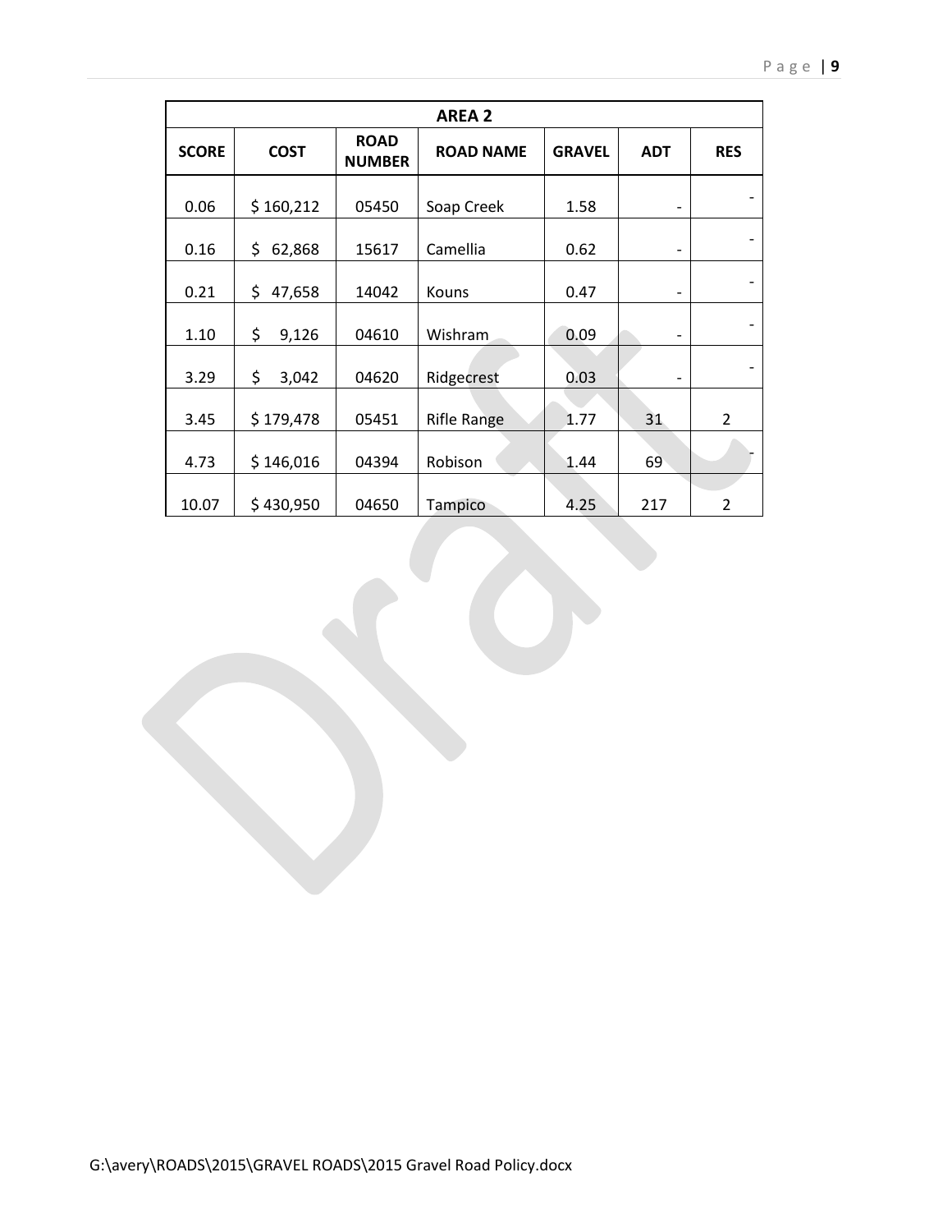| AREA 2 | | | | | | |
|---|---|---|---|---|---|---|
| **SCORE** | **COST** | **ROAD NUMBER** | **ROAD NAME** | **GRAVEL** | **ADT** | **RES** |
| 0.06 | $ 160,212 | 05450 | Soap Creek | 1.58 | - | - |
| 0.16 | $ 62,868 | 15617 | Camellia | 0.62 | - | - |
| 0.21 | $ 47,658 | 14042 | Kouns | 0.47 | - | - |
| 1.10 | $ 9,126 | 04610 | Wishram | 0.09 | - | - |
| 3.29 | $ 3,042 | 04620 | Ridgecrest | 0.03 | - | - |
| 3.45 | $ 179,478 | 05451 | Rifle Range | 1.77 | 31 | 2 |
| 4.73 | $ 146,016 | 04394 | Robison | 1.44 | 69 | - |
| 10.07 | $ 430,950 | 04650 | Tampico | 4.25 | 217 | 2 |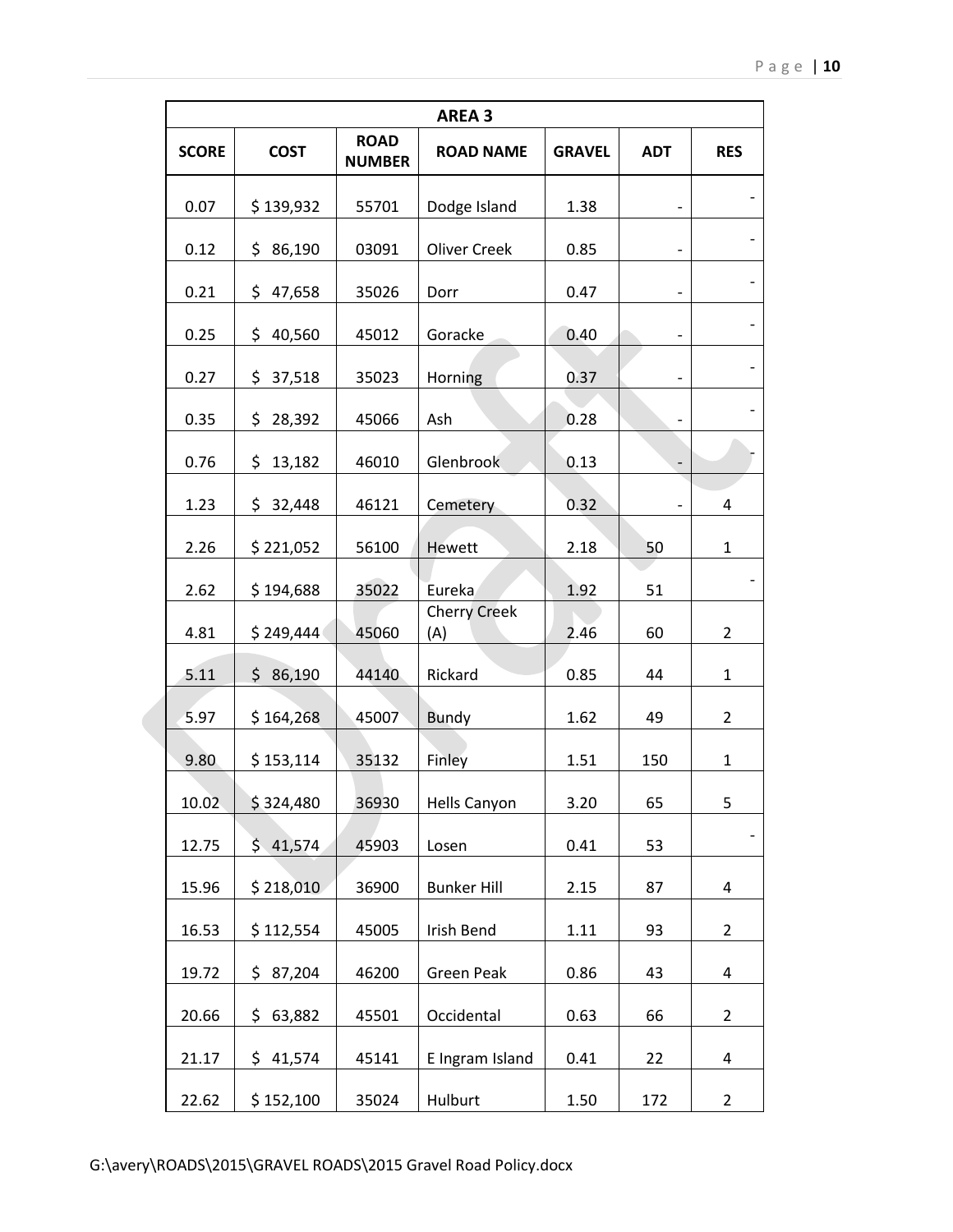| AREA 3 | | | | | | |
|---|---|---|---|---|---|---|
| SCORE | COST | ROAD NUMBER | ROAD NAME | GRAVEL | ADT | RES |
| 0.07 | $ 139,932 | 55701 | Dodge Island | 1.38 | - | - |
| 0.12 | $ 86,190 | 03091 | Oliver Creek | 0.85 | - | - |
| 0.21 | $ 47,658 | 35026 | Dorr | 0.47 | - | - |
| 0.25 | $ 40,560 | 45012 | Goracke | 0.40 | - | - |
| 0.27 | $ 37,518 | 35023 | Horning | 0.37 | - | - |
| 0.35 | $ 28,392 | 45066 | Ash | 0.28 | - | - |
| 0.76 | $ 13,182 | 46010 | Glenbrook | 0.13 | - | - |
| 1.23 | $ 32,448 | 46121 | Cemetery | 0.32 | - | 4 |
| 2.26 | $ 221,052 | 56100 | Hewett | 2.18 | 50 | 1 |
| 2.62 | $ 194,688 | 35022 | Eureka | 1.92 | 51 | - |
| 4.81 | $ 249,444 | 45060 | Cherry Creek (A) | 2.46 | 60 | 2 |
| 5.11 | $ 86,190 | 44140 | Rickard | 0.85 | 44 | 1 |
| 5.97 | $ 164,268 | 45007 | Bundy | 1.62 | 49 | 2 |
| 9.80 | $ 153,114 | 35132 | Finley | 1.51 | 150 | 1 |
| 10.02 | $ 324,480 | 36930 | Hells Canyon | 3.20 | 65 | 5 |
| 12.75 | $ 41,574 | 45903 | Losen | 0.41 | 53 | - |
| 15.96 | $ 218,010 | 36900 | Bunker Hill | 2.15 | 87 | 4 |
| 16.53 | $ 112,554 | 45005 | Irish Bend | 1.11 | 93 | 2 |
| 19.72 | $ 87,204 | 46200 | Green Peak | 0.86 | 43 | 4 |
| 20.66 | $ 63,882 | 45501 | Occidental | 0.63 | 66 | 2 |
| 21.17 | $ 41,574 | 45141 | E Ingram Island | 0.41 | 22 | 4 |
| 22.62 | $ 152,100 | 35024 | Hulburt | 1.50 | 172 | 2 |

G:\avery\ROADS\2015\GRAVEL ROADS\2015 Gravel Road Policy.docx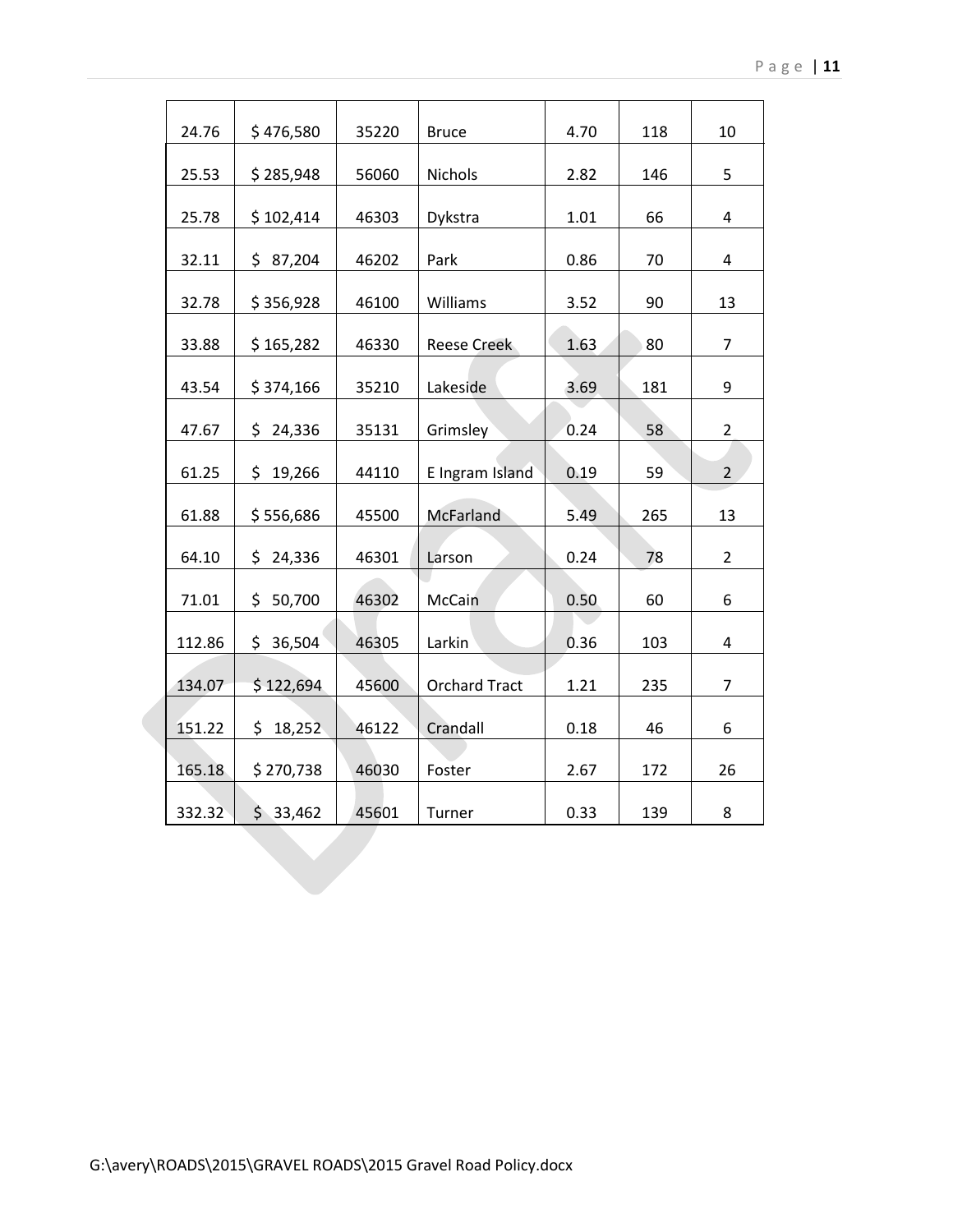| 24.76 | $ 476,580 | 35220 | Bruce | 4.70 | 118 | 10 |
|---|---|---|---|---|---|---|
| 25.53 | $ 285,948 | 56060 | Nichols | 2.82 | 146 | 5 |
| 25.78 | $ 102,414 | 46303 | Dykstra | 1.01 | 66 | 4 |
| 32.11 | $ 87,204 | 46202 | Park | 0.86 | 70 | 4 |
| 32.78 | $ 356,928 | 46100 | Williams | 3.52 | 90 | 13 |
| 33.88 | $ 165,282 | 46330 | Reese Creek | 1.63 | 80 | 7 |
| 43.54 | $ 374,166 | 35210 | Lakeside | 3.69 | 181 | 9 |
| 47.67 | $ 24,336 | 35131 | Grimsley | 0.24 | 58 | 2 |
| 61.25 | $ 19,266 | 44110 | E Ingram Island | 0.19 | 59 | 2 |
| 61.88 | $ 556,686 | 45500 | McFarland | 5.49 | 265 | 13 |
| 64.10 | $ 24,336 | 46301 | Larson | 0.24 | 78 | 2 |
| 71.01 | $ 50,700 | 46302 | McCain | 0.50 | 60 | 6 |
| 112.86 | $ 36,504 | 46305 | Larkin | 0.36 | 103 | 4 |
| 134.07 | $ 122,694 | 45600 | Orchard Tract | 1.21 | 235 | 7 |
| 151.22 | $ 18,252 | 46122 | Crandall | 0.18 | 46 | 6 |
| 165.18 | $ 270,738 | 46030 | Foster | 2.67 | 172 | 26 |
| 332.32 | $ 33,462 | 45601 | Turner | 0.33 | 139 | 8 |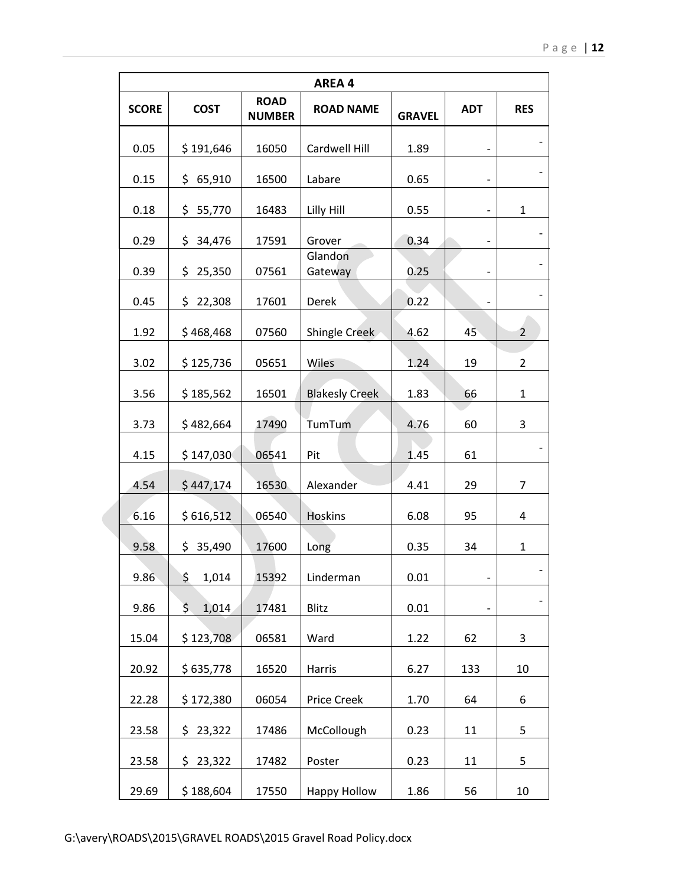| AREA 4 | | | | | | |
|---|---|---|---|---|---|---|
| SCORE | COST | ROAD NUMBER | ROAD NAME | GRAVEL | ADT | RES |
| 0.05 | $ 191,646 | 16050 | Cardwell Hill | 1.89 | - | - |
| 0.15 | $ 65,910 | 16500 | Labare | 0.65 | - | - |
| 0.18 | $ 55,770 | 16483 | Lilly Hill | 0.55 | - | 1 |
| 0.29 | $ 34,476 | 17591 | Grover | 0.34 | - | - |
| 0.39 | $ 25,350 | 07561 | Glandon Gateway | 0.25 | - | - |
| 0.45 | $ 22,308 | 17601 | Derek | 0.22 | - | - |
| 1.92 | $ 468,468 | 07560 | Shingle Creek | 4.62 | 45 | 2 |
| 3.02 | $ 125,736 | 05651 | Wiles | 1.24 | 19 | 2 |
| 3.56 | $ 185,562 | 16501 | Blakesly Creek | 1.83 | 66 | 1 |
| 3.73 | $ 482,664 | 17490 | TumTum | 4.76 | 60 | 3 |
| 4.15 | $ 147,030 | 06541 | Pit | 1.45 | 61 | - |
| 4.54 | $ 447,174 | 16530 | Alexander | 4.41 | 29 | 7 |
| 6.16 | $ 616,512 | 06540 | Hoskins | 6.08 | 95 | 4 |
| 9.58 | $ 35,490 | 17600 | Long | 0.35 | 34 | 1 |
| 9.86 | $ 1,014 | 15392 | Linderman | 0.01 | - | - |
| 9.86 | $ 1,014 | 17481 | Blitz | 0.01 | - | - |
| 15.04 | $ 123,708 | 06581 | Ward | 1.22 | 62 | 3 |
| 20.92 | $ 635,778 | 16520 | Harris | 6.27 | 133 | 10 |
| 22.28 | $ 172,380 | 06054 | Price Creek | 1.70 | 64 | 6 |
| 23.58 | $ 23,322 | 17486 | McCollough | 0.23 | 11 | 5 |
| 23.58 | $ 23,322 | 17482 | Poster | 0.23 | 11 | 5 |
| 29.69 | $ 188,604 | 17550 | Happy Hollow | 1.86 | 56 | 10 |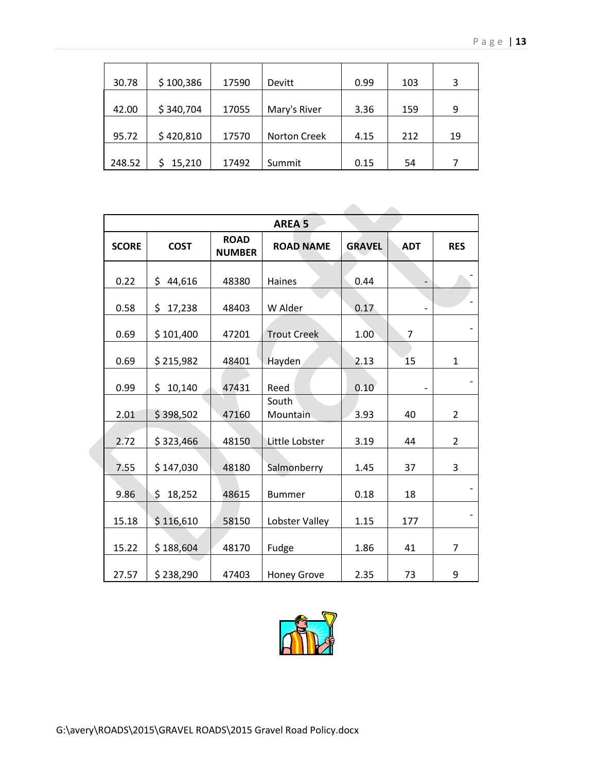| | | | | | | |
|---|---|---|---|---|---|---|
| 30.78 | $ 100,386 | 17590 | Devitt | 0.99 | 103 | 3 |
| 42.00 | $ 340,704 | 17055 | Mary's River | 3.36 | 159 | 9 |
| 95.72 | $ 420,810 | 17570 | Norton Creek | 4.15 | 212 | 19 |
| 248.52 | $ 15,210 | 17492 | Summit | 0.15 | 54 | 7 |

| AREA 5 | | | | | | |
|---|---|---|---|---|---|---|
| **SCORE** | **COST** | **ROAD NUMBER** | **ROAD NAME** | **GRAVEL** | **ADT** | **RES** |
| 0.22 | $ 44,616 | 48380 | Haines | 0.44 | - | - |
| 0.58 | $ 17,238 | 48403 | W Alder | 0.17 | - | - |
| 0.69 | $ 101,400 | 47201 | Trout Creek | 1.00 | 7 | - |
| 0.69 | $ 215,982 | 48401 | Hayden | 2.13 | 15 | 1 |
| 0.99 | $ 10,140 | 47431 | Reed | 0.10 | - | - |
| 2.01 | $ 398,502 | 47160 | South Mountain | 3.93 | 40 | 2 |
| 2.72 | $ 323,466 | 48150 | Little Lobster | 3.19 | 44 | 2 |
| 7.55 | $ 147,030 | 48180 | Salmonberry | 1.45 | 37 | 3 |
| 9.86 | $ 18,252 | 48615 | Bummer | 0.18 | 18 | - |
| 15.18 | $ 116,610 | 58150 | Lobster Valley | 1.15 | 177 | - |
| 15.22 | $ 188,604 | 48170 | Fudge | 1.86 | 41 | 7 |
| 27.57 | $ 238,290 | 47403 | Honey Grove | 2.35 | 73 | 9 |

G:\avery\ROADS\2015\GRAVEL ROADS\2015 Gravel Road Policy.docx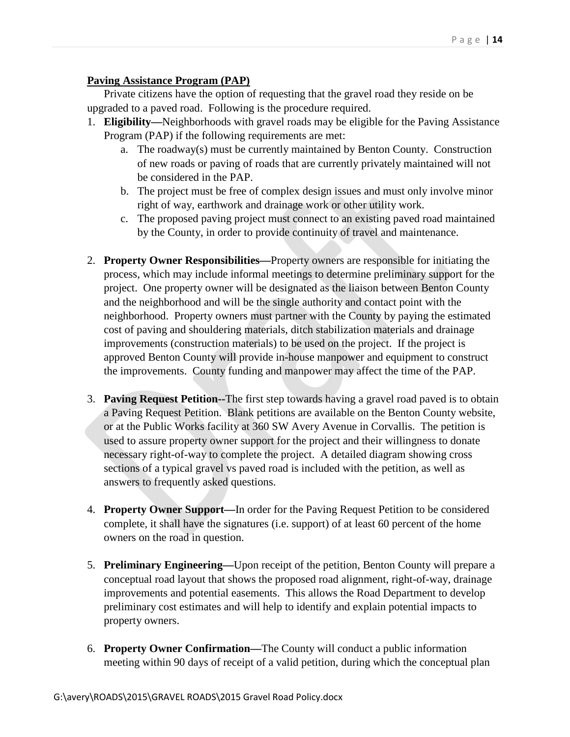**Paving Assistance Program (PAP)**

Private citizens have the option of requesting that the gravel road they reside on be upgraded to a paved road. Following is the procedure required.

1. **Eligibility—**Neighborhoods with gravel roads may be eligible for the Paving Assistance Program (PAP) if the following requirements are met:
   a. The roadway(s) must be currently maintained by Benton County. Construction of new roads or paving of roads that are currently privately maintained will not be considered in the PAP.
   b. The project must be free of complex design issues and must only involve minor right of way, earthwork and drainage work or other utility work.
   c. The proposed paving project must connect to an existing paved road maintained by the County, in order to provide continuity of travel and maintenance.

2. **Property Owner Responsibilities—**Property owners are responsible for initiating the process, which may include informal meetings to determine preliminary support for the project. One property owner will be designated as the liaison between Benton County and the neighborhood and will be the single authority and contact point with the neighborhood. Property owners must partner with the County by paying the estimated cost of paving and shouldering materials, ditch stabilization materials and drainage improvements (construction materials) to be used on the project. If the project is approved Benton County will provide in-house manpower and equipment to construct the improvements. County funding and manpower may affect the time of the PAP.

3. **Paving Request Petition--**The first step towards having a gravel road paved is to obtain a Paving Request Petition. Blank petitions are available on the Benton County website, or at the Public Works facility at 360 SW Avery Avenue in Corvallis. The petition is used to assure property owner support for the project and their willingness to donate necessary right-of-way to complete the project. A detailed diagram showing cross sections of a typical gravel vs paved road is included with the petition, as well as answers to frequently asked questions.

4. **Property Owner Support—**In order for the Paving Request Petition to be considered complete, it shall have the signatures (i.e. support) of at least 60 percent of the home owners on the road in question.

5. **Preliminary Engineering—**Upon receipt of the petition, Benton County will prepare a conceptual road layout that shows the proposed road alignment, right-of-way, drainage improvements and potential easements. This allows the Road Department to develop preliminary cost estimates and will help to identify and explain potential impacts to property owners.

6. **Property Owner Confirmation—**The County will conduct a public information meeting within 90 days of receipt of a valid petition, during which the conceptual plan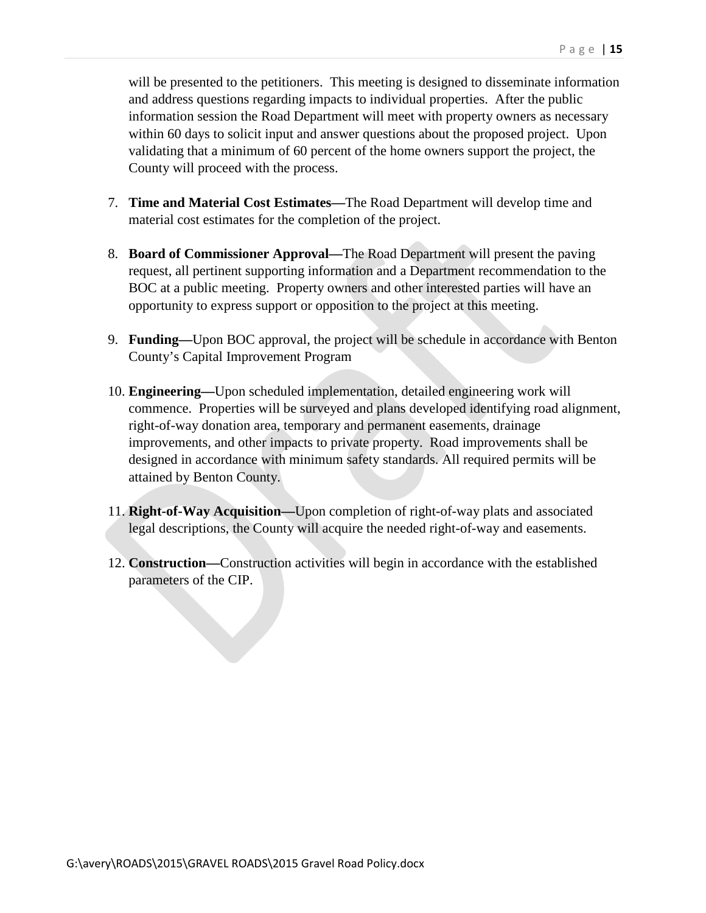will be presented to the petitioners. This meeting is designed to disseminate information and address questions regarding impacts to individual properties. After the public information session the Road Department will meet with property owners as necessary within 60 days to solicit input and answer questions about the proposed project. Upon validating that a minimum of 60 percent of the home owners support the project, the County will proceed with the process.

7. **Time and Material Cost Estimates—**The Road Department will develop time and material cost estimates for the completion of the project.

8. **Board of Commissioner Approval—**The Road Department will present the paving request, all pertinent supporting information and a Department recommendation to the BOC at a public meeting. Property owners and other interested parties will have an opportunity to express support or opposition to the project at this meeting.

9. **Funding—**Upon BOC approval, the project will be schedule in accordance with Benton County's Capital Improvement Program

10. **Engineering—**Upon scheduled implementation, detailed engineering work will commence. Properties will be surveyed and plans developed identifying road alignment, right-of-way donation area, temporary and permanent easements, drainage improvements, and other impacts to private property. Road improvements shall be designed in accordance with minimum safety standards. All required permits will be attained by Benton County.

11. **Right-of-Way Acquisition—**Upon completion of right-of-way plats and associated legal descriptions, the County will acquire the needed right-of-way and easements.

12. **Construction—**Construction activities will begin in accordance with the established parameters of the CIP.